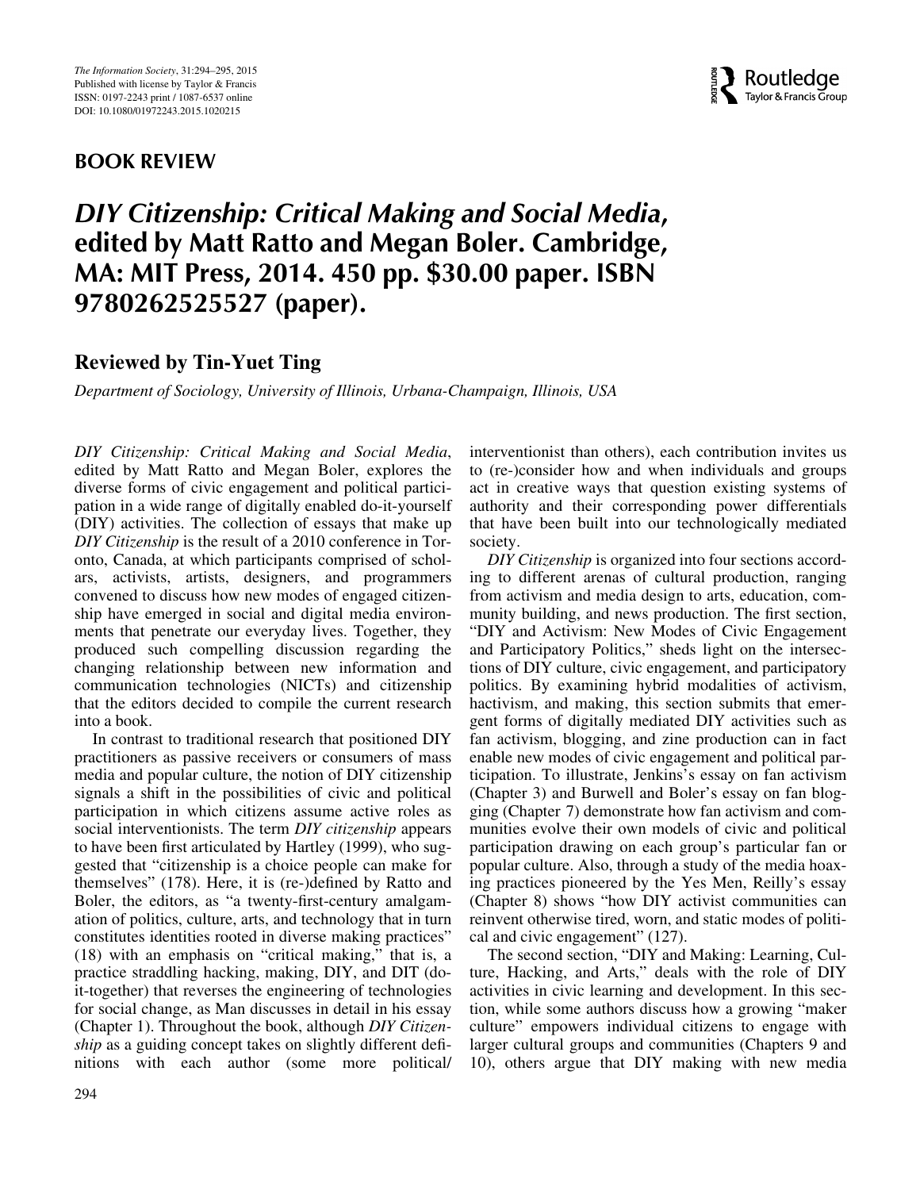## BOOK REVIEW

# *DIY Citizenship: Critical Making and Social Media*, edited by Matt Ratto and Megan Boler. Cambridge, MA: MIT Press, 2014. 450 pp. $30.00 paper. ISBN 9780262525527 (paper).

**Reviewed by Tin-Yuet Ting**

*Department of Sociology, University of Illinois, Urbana-Champaign, Illinois, USA*

*DIY Citizenship: Critical Making and Social Media*, edited by Matt Ratto and Megan Boler, explores the diverse forms of civic engagement and political participation in a wide range of digitally enabled do-it-yourself (DIY) activities. The collection of essays that make up *DIY Citizenship* is the result of a 2010 conference in Toronto, Canada, at which participants comprised of scholars, activists, artists, designers, and programmers convened to discuss how new modes of engaged citizenship have emerged in social and digital media environments that penetrate our everyday lives. Together, they produced such compelling discussion regarding the changing relationship between new information and communication technologies (NICTs) and citizenship that the editors decided to compile the current research into a book.

In contrast to traditional research that positioned DIY practitioners as passive receivers or consumers of mass media and popular culture, the notion of DIY citizenship signals a shift in the possibilities of civic and political participation in which citizens assume active roles as social interventionists. The term *DIY citizenship* appears to have been first articulated by Hartley (1999), who suggested that "citizenship is a choice people can make for themselves" (178). Here, it is (re-)defined by Ratto and Boler, the editors, as "a twenty-first-century amalgamation of politics, culture, arts, and technology that in turn constitutes identities rooted in diverse making practices" (18) with an emphasis on "critical making," that is, a practice straddling hacking, making, DIY, and DIT (do-it-together) that reverses the engineering of technologies for social change, as Man discusses in detail in his essay (Chapter 1). Throughout the book, although *DIY Citizenship* as a guiding concept takes on slightly different definitions with each author (some more political/interventionist than others), each contribution invites us to (re-)consider how and when individuals and groups act in creative ways that question existing systems of authority and their corresponding power differentials that have been built into our technologically mediated society.

*DIY Citizenship* is organized into four sections according to different arenas of cultural production, ranging from activism and media design to arts, education, community building, and news production. The first section, "DIY and Activism: New Modes of Civic Engagement and Participatory Politics," sheds light on the intersections of DIY culture, civic engagement, and participatory politics. By examining hybrid modalities of activism, hactivism, and making, this section submits that emergent forms of digitally mediated DIY activities such as fan activism, blogging, and zine production can in fact enable new modes of civic engagement and political participation. To illustrate, Jenkins's essay on fan activism (Chapter 3) and Burwell and Boler's essay on fan blogging (Chapter 7) demonstrate how fan activism and communities evolve their own models of civic and political participation drawing on each group's particular fan or popular culture. Also, through a study of the media hoaxing practices pioneered by the Yes Men, Reilly's essay (Chapter 8) shows "how DIY activist communities can reinvent otherwise tired, worn, and static modes of political and civic engagement" (127).

The second section, "DIY and Making: Learning, Culture, Hacking, and Arts," deals with the role of DIY activities in civic learning and development. In this section, while some authors discuss how a growing "maker culture" empowers individual citizens to engage with larger cultural groups and communities (Chapters 9 and 10), others argue that DIY making with new media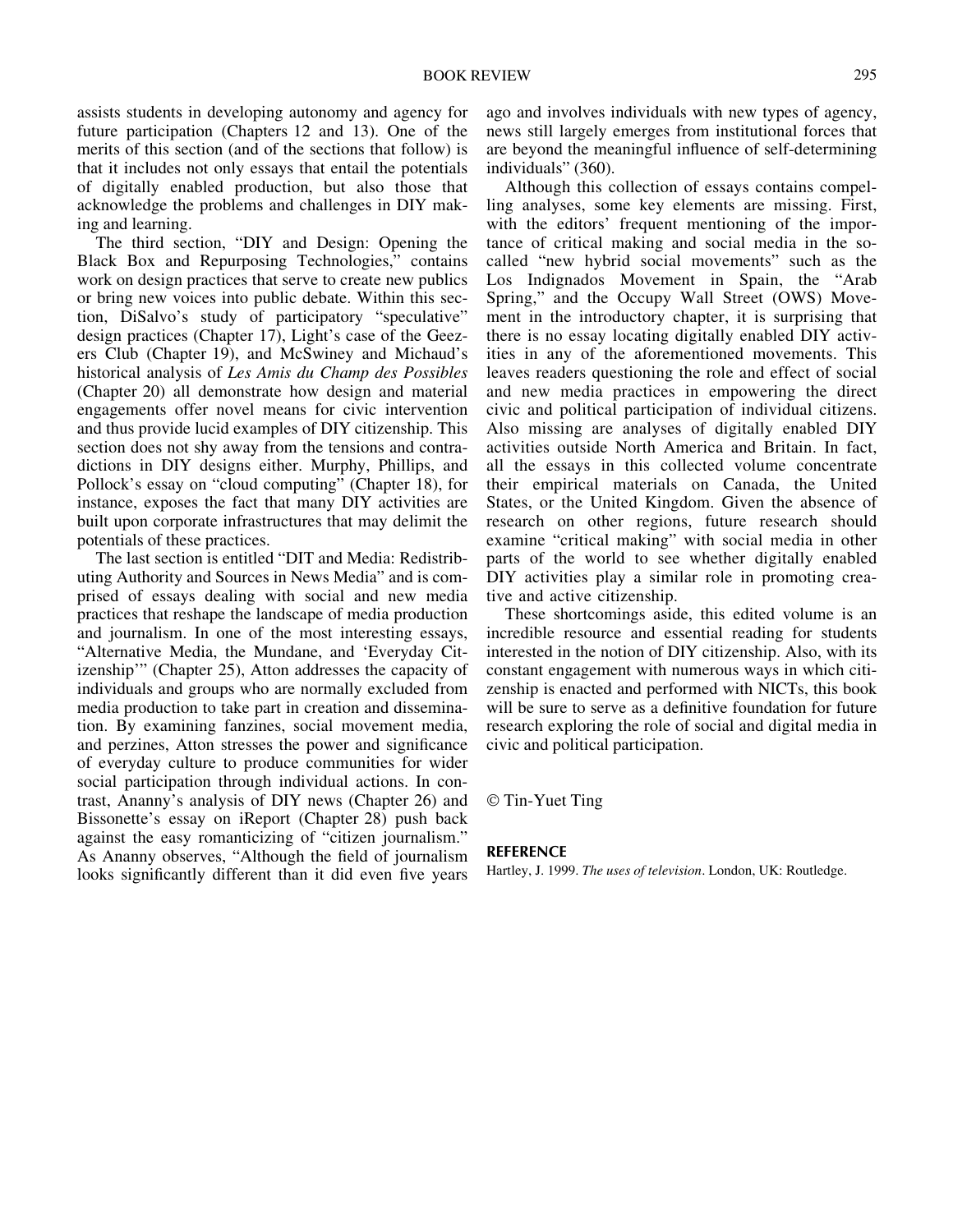assists students in developing autonomy and agency for future participation (Chapters 12 and 13). One of the merits of this section (and of the sections that follow) is that it includes not only essays that entail the potentials of digitally enabled production, but also those that acknowledge the problems and challenges in DIY making and learning.

The third section, "DIY and Design: Opening the Black Box and Repurposing Technologies," contains work on design practices that serve to create new publics or bring new voices into public debate. Within this section, DiSalvo's study of participatory "speculative" design practices (Chapter 17), Light's case of the Geezers Club (Chapter 19), and McSwiney and Michaud's historical analysis of *Les Amis du Champ des Possibles* (Chapter 20) all demonstrate how design and material engagements offer novel means for civic intervention and thus provide lucid examples of DIY citizenship. This section does not shy away from the tensions and contradictions in DIY designs either. Murphy, Phillips, and Pollock's essay on "cloud computing" (Chapter 18), for instance, exposes the fact that many DIY activities are built upon corporate infrastructures that may delimit the potentials of these practices.

The last section is entitled "DIT and Media: Redistributing Authority and Sources in News Media" and is comprised of essays dealing with social and new media practices that reshape the landscape of media production and journalism. In one of the most interesting essays, "Alternative Media, the Mundane, and 'Everyday Citizenship'" (Chapter 25), Atton addresses the capacity of individuals and groups who are normally excluded from media production to take part in creation and dissemination. By examining fanzines, social movement media, and perzines, Atton stresses the power and significance of everyday culture to produce communities for wider social participation through individual actions. In contrast, Ananny's analysis of DIY news (Chapter 26) and Bissonette's essay on iReport (Chapter 28) push back against the easy romanticizing of "citizen journalism." As Ananny observes, "Although the field of journalism looks significantly different than it did even five years ago and involves individuals with new types of agency, news still largely emerges from institutional forces that are beyond the meaningful influence of self-determining individuals" (360).

Although this collection of essays contains compelling analyses, some key elements are missing. First, with the editors' frequent mentioning of the importance of critical making and social media in the so-called "new hybrid social movements" such as the Los Indignados Movement in Spain, the "Arab Spring," and the Occupy Wall Street (OWS) Movement in the introductory chapter, it is surprising that there is no essay locating digitally enabled DIY activities in any of the aforementioned movements. This leaves readers questioning the role and effect of social and new media practices in empowering the direct civic and political participation of individual citizens. Also missing are analyses of digitally enabled DIY activities outside North America and Britain. In fact, all the essays in this collected volume concentrate their empirical materials on Canada, the United States, or the United Kingdom. Given the absence of research on other regions, future research should examine "critical making" with social media in other parts of the world to see whether digitally enabled DIY activities play a similar role in promoting creative and active citizenship.

These shortcomings aside, this edited volume is an incredible resource and essential reading for students interested in the notion of DIY citizenship. Also, with its constant engagement with numerous ways in which citizenship is enacted and performed with NICTs, this book will be sure to serve as a definitive foundation for future research exploring the role of social and digital media in civic and political participation.

© Tin-Yuet Ting

## REFERENCE

Hartley, J. 1999. *The uses of television*. London, UK: Routledge.